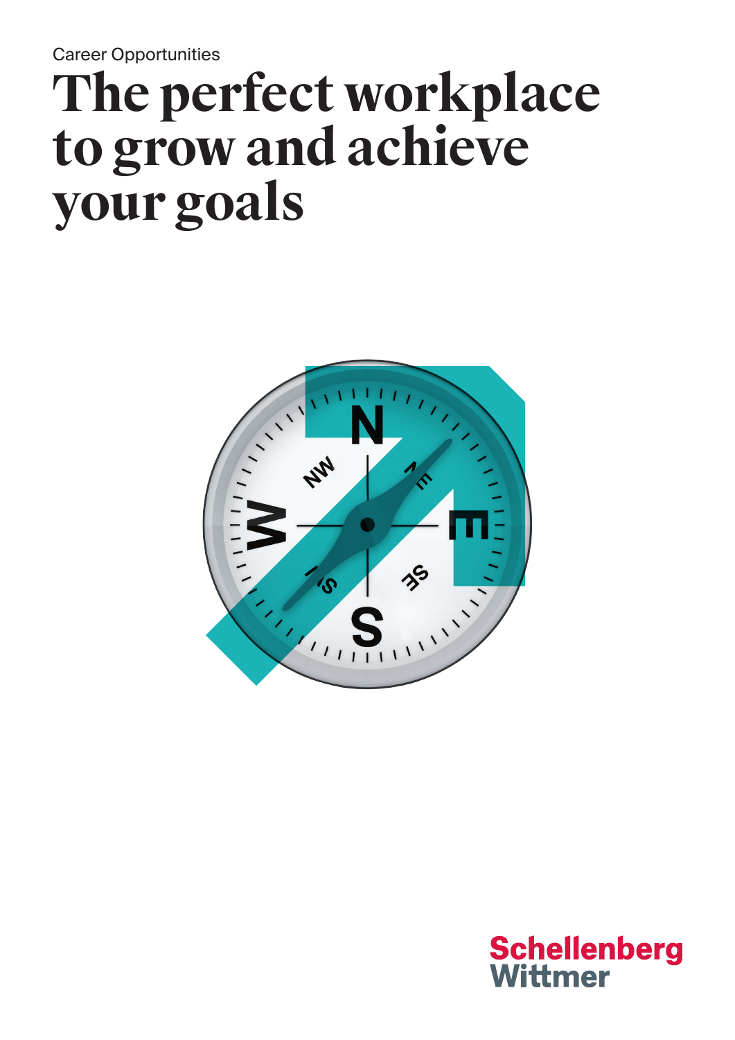Career Opportunities

# The perfect workplace to grow and achieve your goals

Schellenberg Wittmer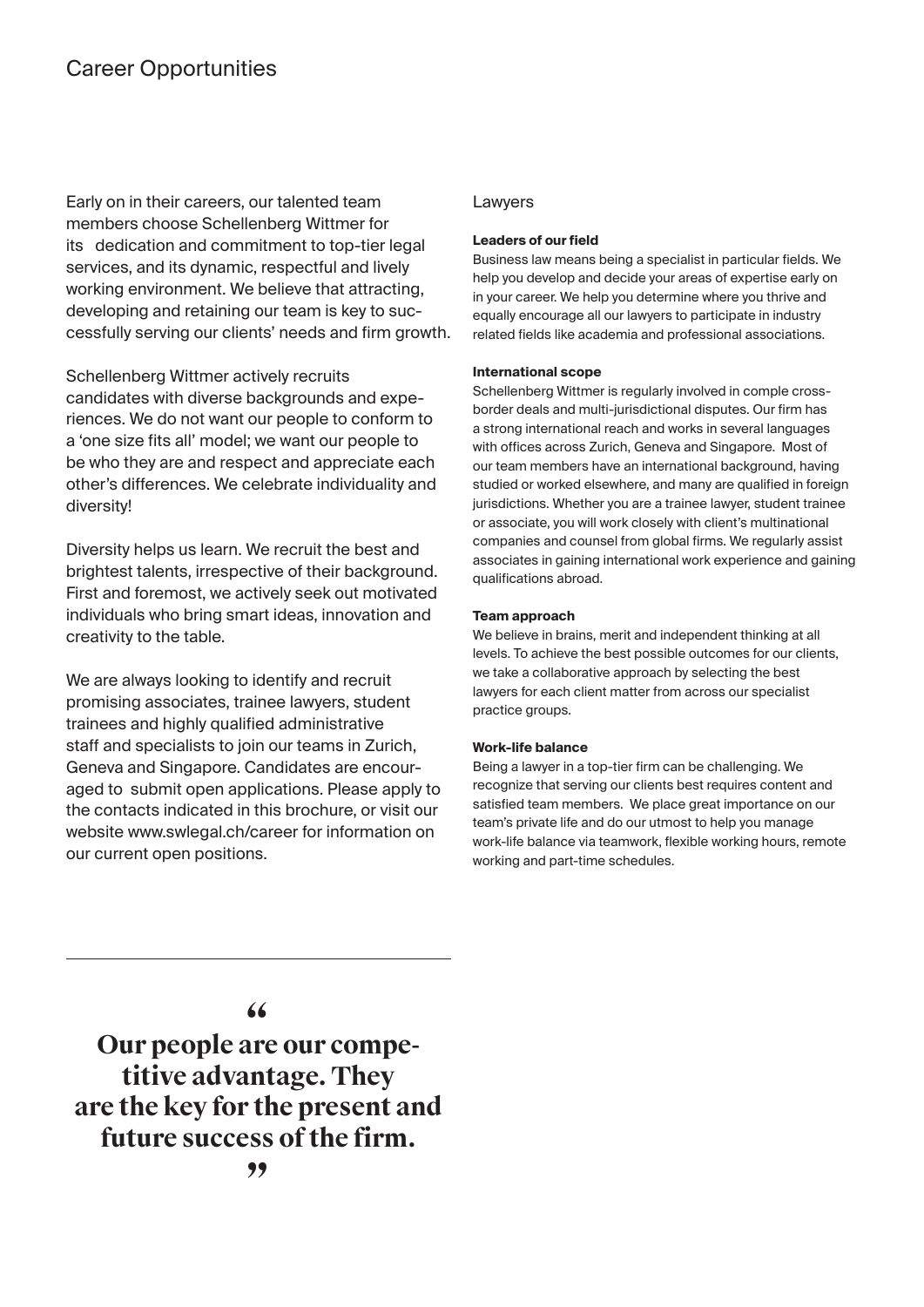# Career Opportunities

Early on in their careers, our talented team members choose Schellenberg Wittmer for its dedication and commitment to top-tier legal services, and its dynamic, respectful and lively working environment. We believe that attracting, developing and retaining our team is key to successfully serving our clients' needs and firm growth.

Schellenberg Wittmer actively recruits candidates with diverse backgrounds and experiences. We do not want our people to conform to a 'one size fits all' model; we want our people to be who they are and respect and appreciate each other's differences. We celebrate individuality and diversity!

Diversity helps us learn. We recruit the best and brightest talents, irrespective of their background. First and foremost, we actively seek out motivated individuals who bring smart ideas, innovation and creativity to the table.

We are always looking to identify and recruit promising associates, trainee lawyers, student trainees and highly qualified administrative staff and specialists to join our teams in Zurich, Geneva and Singapore. Candidates are encouraged to submit open applications. Please apply to the contacts indicated in this brochure, or visit our website www.swlegal.ch/career for information on our current open positions.

> **"Our people are our competitive advantage. They are the key for the present and future success of the firm."**

## Lawyers

**Leaders of our field**

Business law means being a specialist in particular fields. We help you develop and decide your areas of expertise early on in your career. We help you determine where you thrive and equally encourage all our lawyers to participate in industry related fields like academia and professional associations.

**International scope**

Schellenberg Wittmer is regularly involved in comple cross-border deals and multi-jurisdictional disputes. Our firm has a strong international reach and works in several languages with offices across Zurich, Geneva and Singapore. Most of our team members have an international background, having studied or worked elsewhere, and many are qualified in foreign jurisdictions. Whether you are a trainee lawyer, student trainee or associate, you will work closely with client's multinational companies and counsel from global firms. We regularly assist associates in gaining international work experience and gaining qualifications abroad.

**Team approach**

We believe in brains, merit and independent thinking at all levels. To achieve the best possible outcomes for our clients, we take a collaborative approach by selecting the best lawyers for each client matter from across our specialist practice groups.

**Work-life balance**

Being a lawyer in a top-tier firm can be challenging. We recognize that serving our clients best requires content and satisfied team members. We place great importance on our team's private life and do our utmost to help you manage work-life balance via teamwork, flexible working hours, remote working and part-time schedules.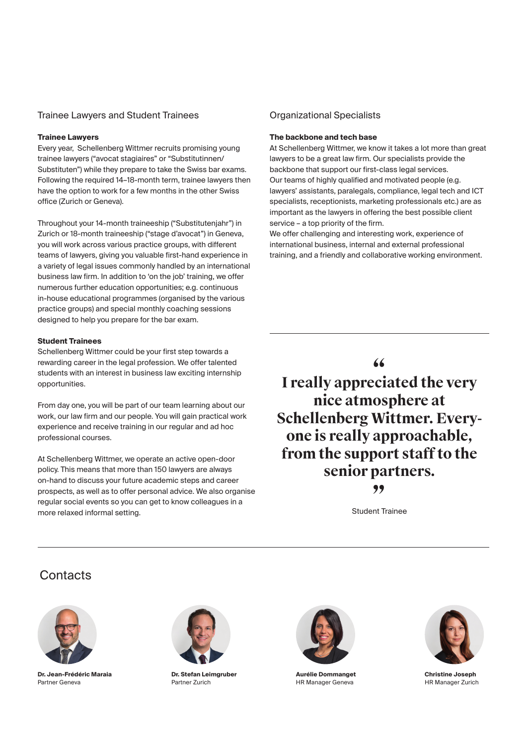## Trainee Lawyers and Student Trainees

### Trainee Lawyers

Every year, Schellenberg Wittmer recruits promising young trainee lawyers ("avocat stagiaires" or "Substitutinnen/ Substituten") while they prepare to take the Swiss bar exams. Following the required 14–18-month term, trainee lawyers then have the option to work for a few months in the other Swiss office (Zurich or Geneva).

Throughout your 14-month traineeship ("Substitutenjahr") in Zurich or 18-month traineeship ("stage d'avocat") in Geneva, you will work across various practice groups, with different teams of lawyers, giving you valuable first-hand experience in a variety of legal issues commonly handled by an international business law firm. In addition to 'on the job' training, we offer numerous further education opportunities; e.g. continuous in-house educational programmes (organised by the various practice groups) and special monthly coaching sessions designed to help you prepare for the bar exam.

### Student Trainees

Schellenberg Wittmer could be your first step towards a rewarding career in the legal profession. We offer talented students with an interest in business law exciting internship opportunities.

From day one, you will be part of our team learning about our work, our law firm and our people. You will gain practical work experience and receive training in our regular and ad hoc professional courses.

At Schellenberg Wittmer, we operate an active open-door policy. This means that more than 150 lawyers are always on-hand to discuss your future academic steps and career prospects, as well as to offer personal advice. We also organise regular social events so you can get to know colleagues in a more relaxed informal setting.

## Organizational Specialists

### The backbone and tech base

At Schellenberg Wittmer, we know it takes a lot more than great lawyers to be a great law firm. Our specialists provide the backbone that support our first-class legal services.
Our teams of highly qualified and motivated people (e.g. lawyers' assistants, paralegals, compliance, legal tech and ICT specialists, receptionists, marketing professionals etc.) are as important as the lawyers in offering the best possible client service – a top priority of the firm.
We offer challenging and interesting work, experience of international business, internal and external professional training, and a friendly and collaborative working environment.

> "I really appreciated the very nice atmosphere at Schellenberg Wittmer. Every-one is really approachable, from the support staff to the senior partners."
>
> Student Trainee

## Contacts

**Dr. Jean-Frédéric Maraia**
Partner Geneva

**Dr. Stefan Leimgruber**
Partner Zurich

**Aurélie Dommanget**
HR Manager Geneva

**Christine Joseph**
HR Manager Zurich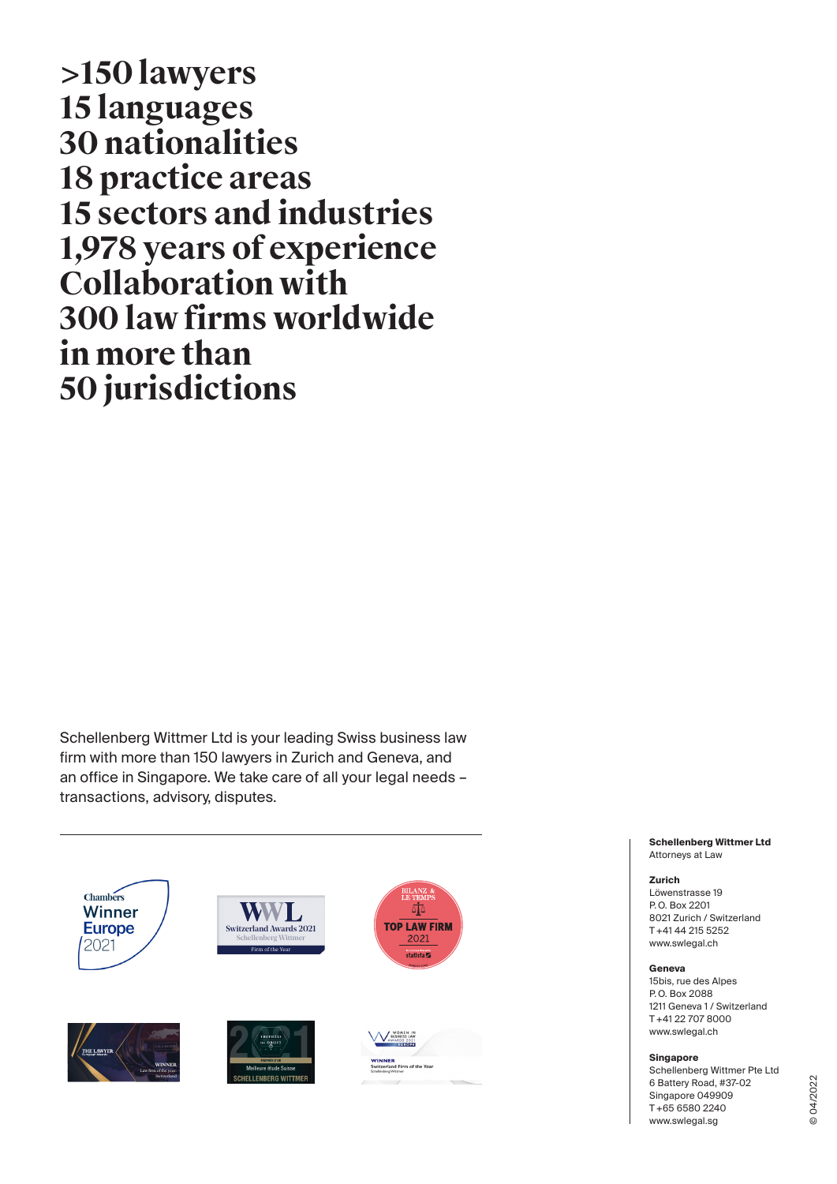# >150 lawyers
# 15 languages
# 30 nationalities
# 18 practice areas
# 15 sectors and industries
# 1,978 years of experience
# Collaboration with 300 law firms worldwide in more than 50 jurisdictions

Schellenberg Wittmer Ltd is your leading Swiss business law firm with more than 150 lawyers in Zurich and Geneva, and an office in Singapore. We take care of all your legal needs – transactions, advisory, disputes.

Chambers Winner Europe 2021

WWL Switzerland Awards 2021 Schellenberg Wittmer Firm of the Year

Bilanz & Le Temps TOP LAW FIRM 2021 statista

The Lawyer European Awards WINNER Law firm of the year: Switzerland

2021 Trophées du Droit Meilleure étude Suisse SCHELLENBERG WITTMER

Women in Business Law Awards 2021 Europe WINNER Switzerland Firm of the Year Schellenberg Wittmer

**Schellenberg Wittmer Ltd**
Attorneys at Law

**Zurich**
Löwenstrasse 19
P. O. Box 2201
8021 Zurich / Switzerland
T +41 44 215 5252
www.swlegal.ch

**Geneva**
15bis, rue des Alpes
P. O. Box 2088
1211 Geneva 1 / Switzerland
T +41 22 707 8000
www.swlegal.ch

**Singapore**
Schellenberg Wittmer Pte Ltd
6 Battery Road, #37-02
Singapore 049909
T +65 6580 2240
www.swlegal.sg

© 04/2022